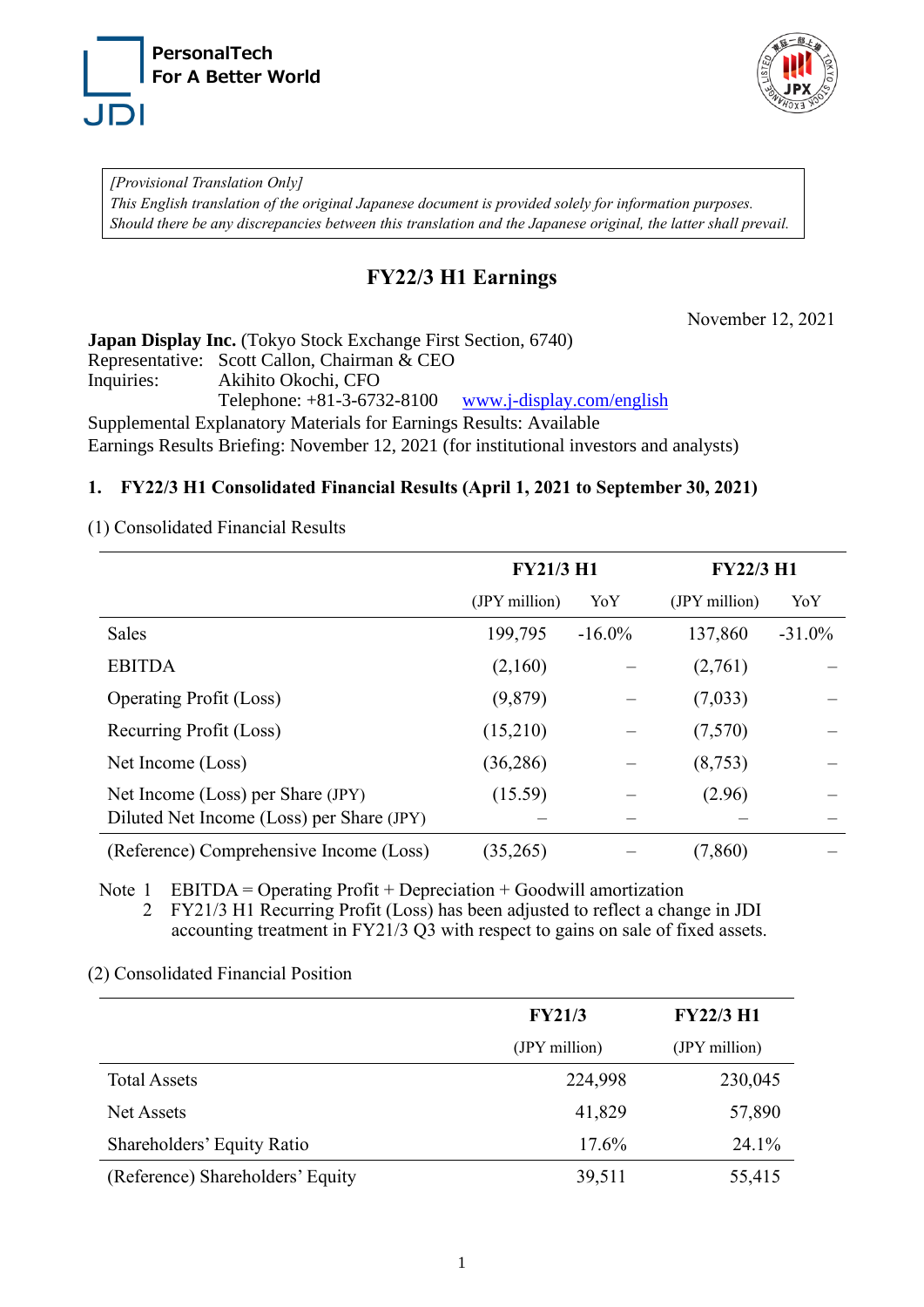PersonalTech
For A Better World

JDI

*[Provisional Translation Only]*
*This English translation of the original Japanese document is provided solely for information purposes. Should there be any discrepancies between this translation and the Japanese original, the latter shall prevail.*

# FY22/3 H1 Earnings

November 12, 2021

**Japan Display Inc.** (Tokyo Stock Exchange First Section, 6740)
Representative: Scott Callon, Chairman & CEO
Inquiries: Akihito Okochi, CFO
Telephone: +81-3-6732-8100 www.j-display.com/english
Supplemental Explanatory Materials for Earnings Results: Available
Earnings Results Briefing: November 12, 2021 (for institutional investors and analysts)

## 1. FY22/3 H1 Consolidated Financial Results (April 1, 2021 to September 30, 2021)

(1) Consolidated Financial Results

| | FY21/3 H1 | | FY22/3 H1 | |
|---|---|---|---|---|
| | (JPY million) | YoY | (JPY million) | YoY |
| Sales | 199,795 | -16.0% | 137,860 | -31.0% |
| EBITDA | (2,160) | – | (2,761) | – |
| Operating Profit (Loss) | (9,879) | – | (7,033) | – |
| Recurring Profit (Loss) | (15,210) | – | (7,570) | – |
| Net Income (Loss) | (36,286) | – | (8,753) | – |
| Net Income (Loss) per Share (JPY) | (15.59) | – | (2.96) | – |
| Diluted Net Income (Loss) per Share (JPY) | – | – | – | – |
| (Reference) Comprehensive Income (Loss) | (35,265) | – | (7,860) | – |

Note 1 EBITDA = Operating Profit + Depreciation + Goodwill amortization
2 FY21/3 H1 Recurring Profit (Loss) has been adjusted to reflect a change in JDI accounting treatment in FY21/3 Q3 with respect to gains on sale of fixed assets.

(2) Consolidated Financial Position

| | FY21/3 | FY22/3 H1 |
|---|---|---|
| | (JPY million) | (JPY million) |
| Total Assets | 224,998 | 230,045 |
| Net Assets | 41,829 | 57,890 |
| Shareholders' Equity Ratio | 17.6% | 24.1% |
| (Reference) Shareholders' Equity | 39,511 | 55,415 |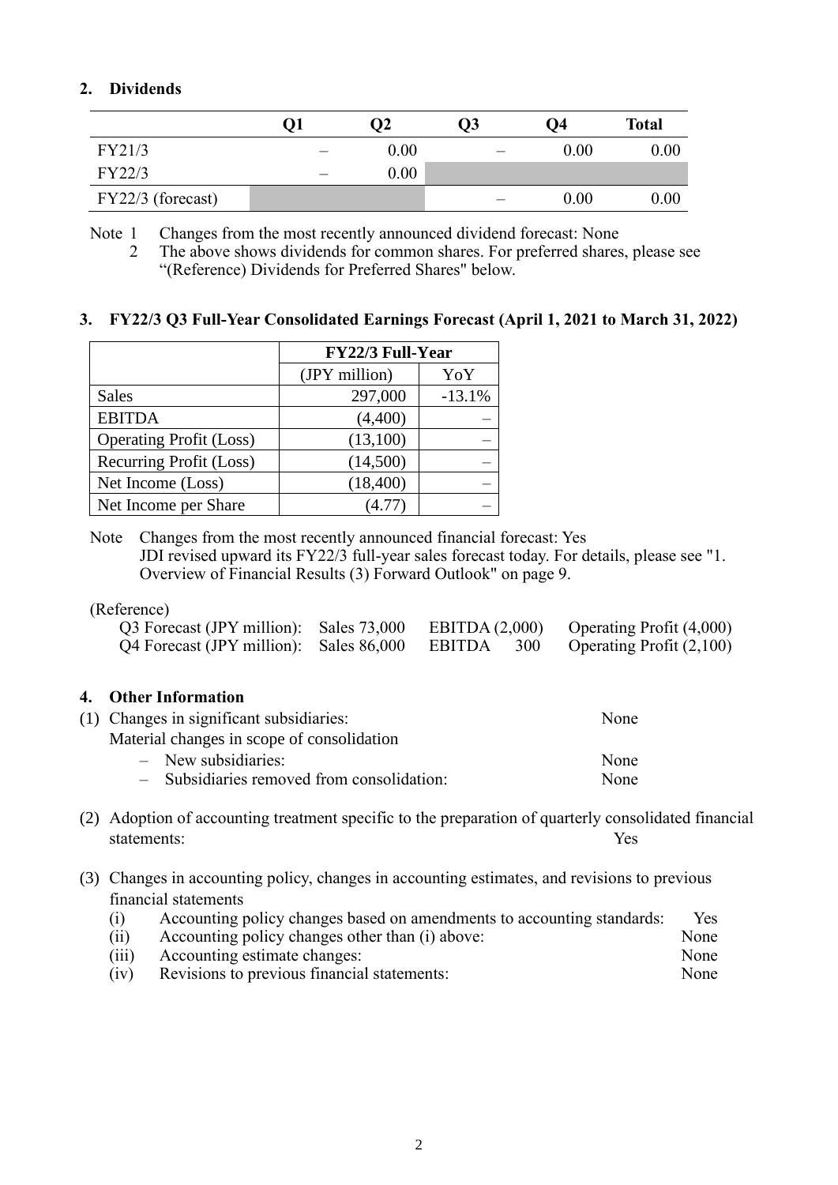## 2. Dividends

| | Q1 | Q2 | Q3 | Q4 | Total |
|---|---|---|---|---|---|
| FY21/3 | – | 0.00 | – | 0.00 | 0.00 |
| FY22/3 | – | 0.00 | | | |
| FY22/3 (forecast) | | | – | 0.00 | 0.00 |

Note 1 Changes from the most recently announced dividend forecast: None

2 The above shows dividends for common shares. For preferred shares, please see "(Reference) Dividends for Preferred Shares" below.

## 3. FY22/3 Q3 Full-Year Consolidated Earnings Forecast (April 1, 2021 to March 31, 2022)

| | FY22/3 Full-Year | |
|---|---|---|
| | (JPY million) | YoY |
| Sales | 297,000 | -13.1% |
| EBITDA | (4,400) | – |
| Operating Profit (Loss) | (13,100) | – |
| Recurring Profit (Loss) | (14,500) | – |
| Net Income (Loss) | (18,400) | – |
| Net Income per Share | (4.77) | – |

Note Changes from the most recently announced financial forecast: Yes
JDI revised upward its FY22/3 full-year sales forecast today. For details, please see "1. Overview of Financial Results (3) Forward Outlook" on page 9.

(Reference)

Q3 Forecast (JPY million): Sales 73,000 EBITDA (2,000) Operating Profit (4,000)
Q4 Forecast (JPY million): Sales 86,000 EBITDA 300 Operating Profit (2,100)

## 4. Other Information

(1) Changes in significant subsidiaries: None
Material changes in scope of consolidation
- New subsidiaries: None
- Subsidiaries removed from consolidation: None

(2) Adoption of accounting treatment specific to the preparation of quarterly consolidated financial statements: Yes

(3) Changes in accounting policy, changes in accounting estimates, and revisions to previous financial statements

(i) Accounting policy changes based on amendments to accounting standards: Yes
(ii) Accounting policy changes other than (i) above: None
(iii) Accounting estimate changes: None
(iv) Revisions to previous financial statements: None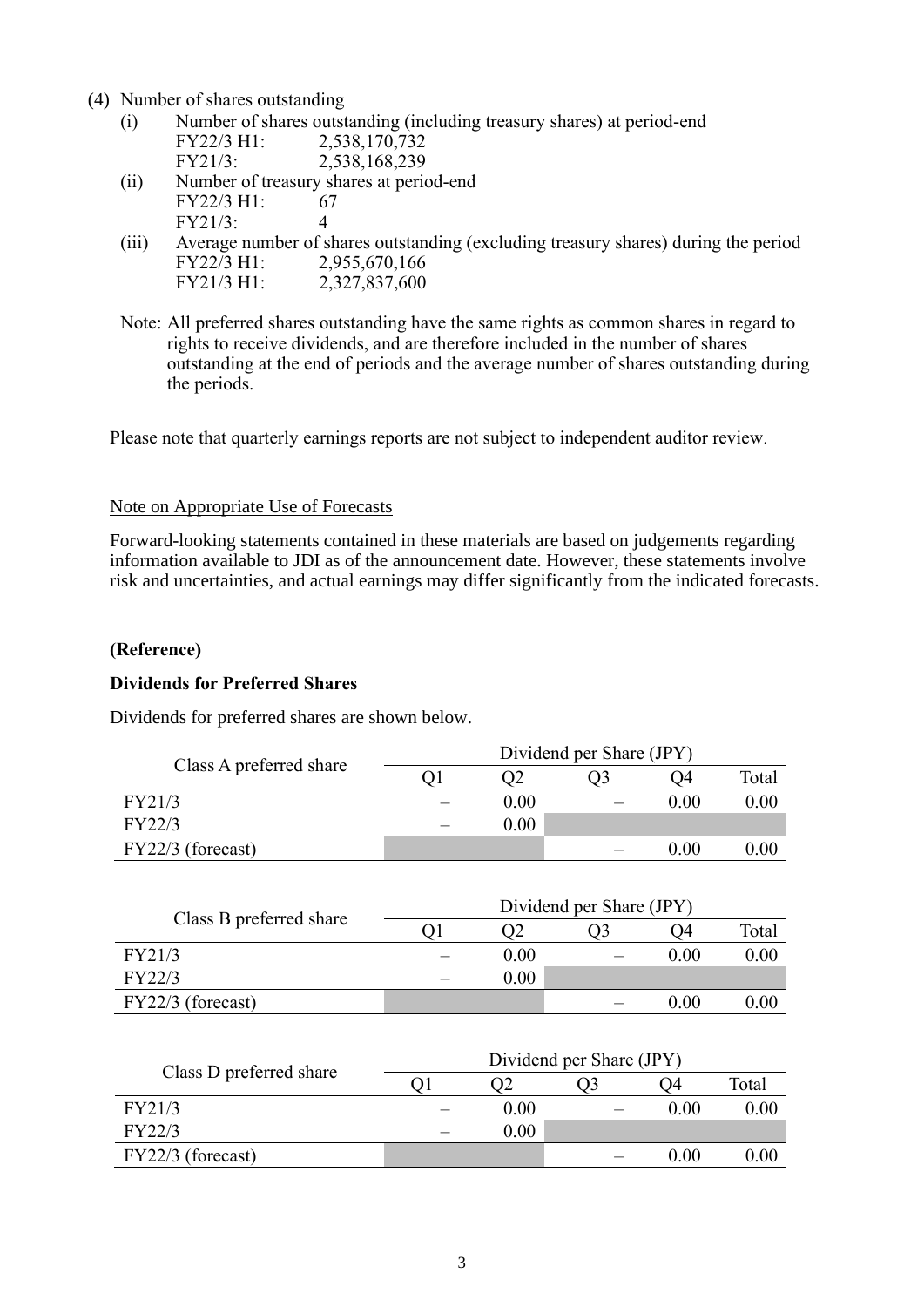(4) Number of shares outstanding

(i) Number of shares outstanding (including treasury shares) at period-end

FY22/3 H1: 2,538,170,732
FY21/3: 2,538,168,239

(ii) Number of treasury shares at period-end

FY22/3 H1: 67
FY21/3: 4

(iii) Average number of shares outstanding (excluding treasury shares) during the period

FY22/3 H1: 2,955,670,166
FY21/3 H1: 2,327,837,600

Note: All preferred shares outstanding have the same rights as common shares in regard to rights to receive dividends, and are therefore included in the number of shares outstanding at the end of periods and the average number of shares outstanding during the periods.

Please note that quarterly earnings reports are not subject to independent auditor review.

Note on Appropriate Use of Forecasts

Forward-looking statements contained in these materials are based on judgements regarding information available to JDI as of the announcement date. However, these statements involve risk and uncertainties, and actual earnings may differ significantly from the indicated forecasts.

**(Reference)**

**Dividends for Preferred Shares**

Dividends for preferred shares are shown below.

| Class A preferred share | Dividend per Share (JPY) | | | | |
|---|---|---|---|---|---|
| | Q1 | Q2 | Q3 | Q4 | Total |
| FY21/3 | – | 0.00 | – | 0.00 | 0.00 |
| FY22/3 | – | 0.00 | | | |
| FY22/3 (forecast) | | | – | 0.00 | 0.00 |

| Class B preferred share | Dividend per Share (JPY) | | | | |
|---|---|---|---|---|---|
| | Q1 | Q2 | Q3 | Q4 | Total |
| FY21/3 | – | 0.00 | – | 0.00 | 0.00 |
| FY22/3 | – | 0.00 | | | |
| FY22/3 (forecast) | | | – | 0.00 | 0.00 |

| Class D preferred share | Dividend per Share (JPY) | | | | |
|---|---|---|---|---|---|
| | Q1 | Q2 | Q3 | Q4 | Total |
| FY21/3 | – | 0.00 | – | 0.00 | 0.00 |
| FY22/3 | – | 0.00 | | | |
| FY22/3 (forecast) | | | – | 0.00 | 0.00 |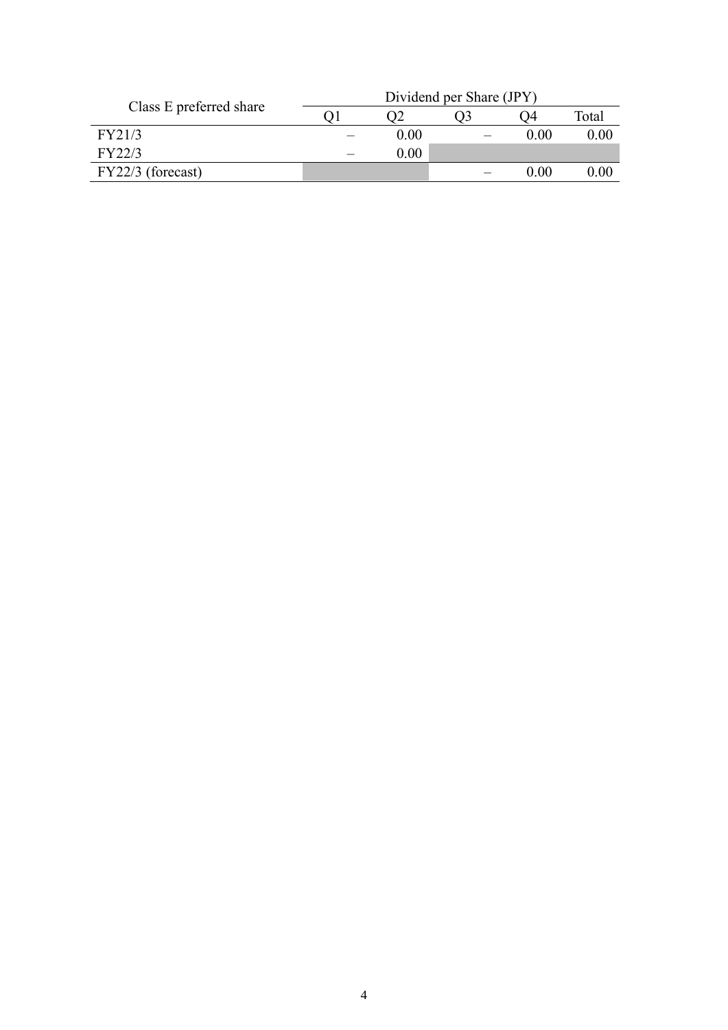| Class E preferred share | Dividend per Share (JPY) | | | | |
|---|---|---|---|---|---|
| | Q1 | Q2 | Q3 | Q4 | Total |
| FY21/3 | – | 0.00 | – | 0.00 | 0.00 |
| FY22/3 | – | 0.00 | | | |
| FY22/3 (forecast) | | | – | 0.00 | 0.00 |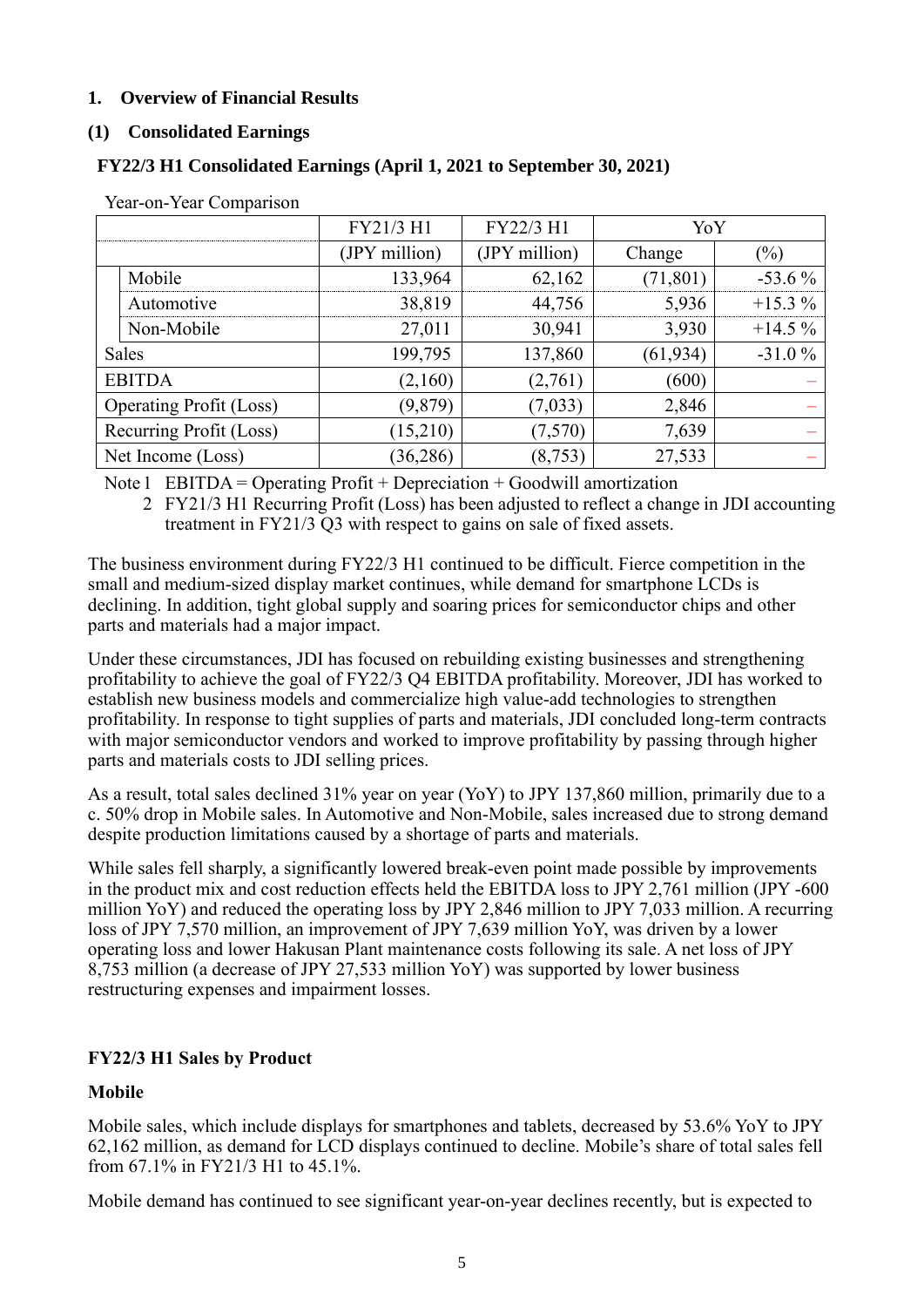## 1. Overview of Financial Results

### (1) Consolidated Earnings

#### FY22/3 H1 Consolidated Earnings (April 1, 2021 to September 30, 2021)

Year-on-Year Comparison

| | FY21/3 H1 | FY22/3 H1 | YoY | |
|---|---|---|---|---|
| | (JPY million) | (JPY million) | Change | (%) |
| Mobile | 133,964 | 62,162 | (71,801) | -53.6 % |
| Automotive | 38,819 | 44,756 | 5,936 | +15.3 % |
| Non-Mobile | 27,011 | 30,941 | 3,930 | +14.5 % |
| Sales | 199,795 | 137,860 | (61,934) | -31.0 % |
| EBITDA | (2,160) | (2,761) | (600) | – |
| Operating Profit (Loss) | (9,879) | (7,033) | 2,846 | – |
| Recurring Profit (Loss) | (15,210) | (7,570) | 7,639 | – |
| Net Income (Loss) | (36,286) | (8,753) | 27,533 | – |

Note 1 EBITDA = Operating Profit + Depreciation + Goodwill amortization

2 FY21/3 H1 Recurring Profit (Loss) has been adjusted to reflect a change in JDI accounting treatment in FY21/3 Q3 with respect to gains on sale of fixed assets.

The business environment during FY22/3 H1 continued to be difficult. Fierce competition in the small and medium-sized display market continues, while demand for smartphone LCDs is declining. In addition, tight global supply and soaring prices for semiconductor chips and other parts and materials had a major impact.

Under these circumstances, JDI has focused on rebuilding existing businesses and strengthening profitability to achieve the goal of FY22/3 Q4 EBITDA profitability. Moreover, JDI has worked to establish new business models and commercialize high value-add technologies to strengthen profitability. In response to tight supplies of parts and materials, JDI concluded long-term contracts with major semiconductor vendors and worked to improve profitability by passing through higher parts and materials costs to JDI selling prices.

As a result, total sales declined 31% year on year (YoY) to JPY 137,860 million, primarily due to a c. 50% drop in Mobile sales. In Automotive and Non-Mobile, sales increased due to strong demand despite production limitations caused by a shortage of parts and materials.

While sales fell sharply, a significantly lowered break-even point made possible by improvements in the product mix and cost reduction effects held the EBITDA loss to JPY 2,761 million (JPY -600 million YoY) and reduced the operating loss by JPY 2,846 million to JPY 7,033 million. A recurring loss of JPY 7,570 million, an improvement of JPY 7,639 million YoY, was driven by a lower operating loss and lower Hakusan Plant maintenance costs following its sale. A net loss of JPY 8,753 million (a decrease of JPY 27,533 million YoY) was supported by lower business restructuring expenses and impairment losses.

#### FY22/3 H1 Sales by Product

**Mobile**

Mobile sales, which include displays for smartphones and tablets, decreased by 53.6% YoY to JPY 62,162 million, as demand for LCD displays continued to decline. Mobile's share of total sales fell from 67.1% in FY21/3 H1 to 45.1%.

Mobile demand has continued to see significant year-on-year declines recently, but is expected to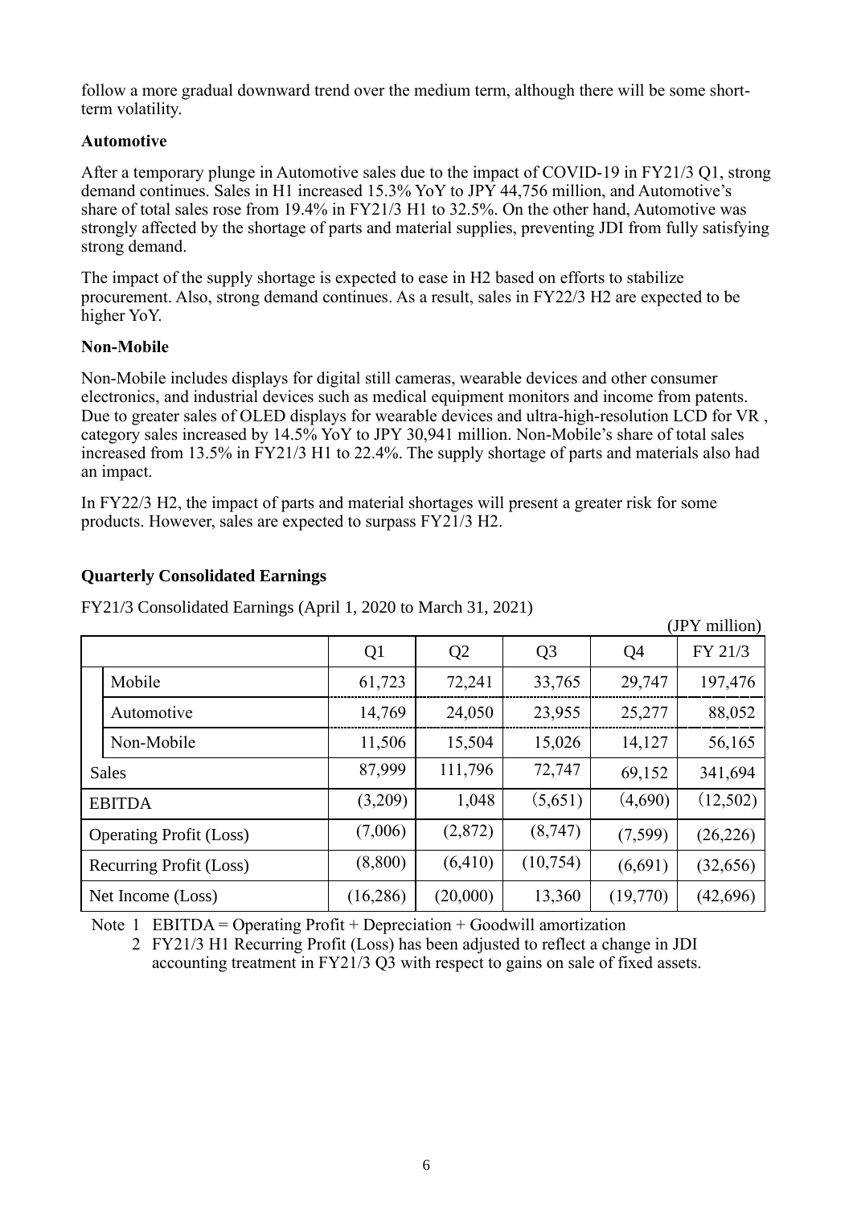follow a more gradual downward trend over the medium term, although there will be some short-term volatility.

### Automotive

After a temporary plunge in Automotive sales due to the impact of COVID-19 in FY21/3 Q1, strong demand continues. Sales in H1 increased 15.3% YoY to JPY 44,756 million, and Automotive's share of total sales rose from 19.4% in FY21/3 H1 to 32.5%. On the other hand, Automotive was strongly affected by the shortage of parts and material supplies, preventing JDI from fully satisfying strong demand.

The impact of the supply shortage is expected to ease in H2 based on efforts to stabilize procurement. Also, strong demand continues. As a result, sales in FY22/3 H2 are expected to be higher YoY.

### Non-Mobile

Non-Mobile includes displays for digital still cameras, wearable devices and other consumer electronics, and industrial devices such as medical equipment monitors and income from patents. Due to greater sales of OLED displays for wearable devices and ultra-high-resolution LCD for VR , category sales increased by 14.5% YoY to JPY 30,941 million. Non-Mobile's share of total sales increased from 13.5% in FY21/3 H1 to 22.4%. The supply shortage of parts and materials also had an impact.

In FY22/3 H2, the impact of parts and material shortages will present a greater risk for some products. However, sales are expected to surpass FY21/3 H2.

### Quarterly Consolidated Earnings

FY21/3 Consolidated Earnings (April 1, 2020 to March 31, 2021)

(JPY million)

| | Q1 | Q2 | Q3 | Q4 | FY 21/3 |
|---|---|---|---|---|---|
| Mobile | 61,723 | 72,241 | 33,765 | 29,747 | 197,476 |
| Automotive | 14,769 | 24,050 | 23,955 | 25,277 | 88,052 |
| Non-Mobile | 11,506 | 15,504 | 15,026 | 14,127 | 56,165 |
| Sales | 87,999 | 111,796 | 72,747 | 69,152 | 341,694 |
| EBITDA | (3,209) | 1,048 | (5,651) | (4,690) | (12,502) |
| Operating Profit (Loss) | (7,006) | (2,872) | (8,747) | (7,599) | (26,226) |
| Recurring Profit (Loss) | (8,800) | (6,410) | (10,754) | (6,691) | (32,656) |
| Net Income (Loss) | (16,286) | (20,000) | 13,360 | (19,770) | (42,696) |

Note 1 EBITDA = Operating Profit + Depreciation + Goodwill amortization

2 FY21/3 H1 Recurring Profit (Loss) has been adjusted to reflect a change in JDI accounting treatment in FY21/3 Q3 with respect to gains on sale of fixed assets.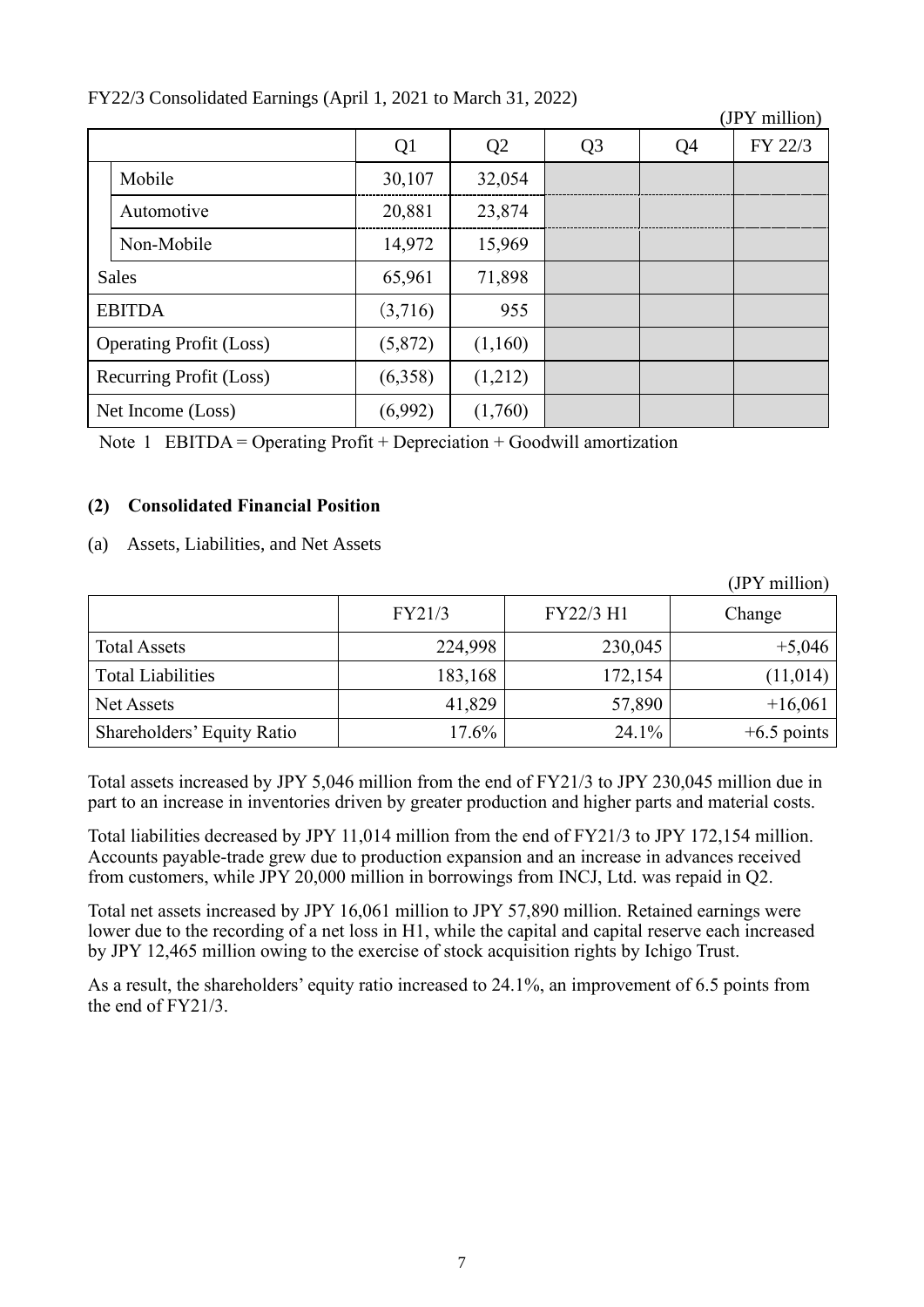FY22/3 Consolidated Earnings (April 1, 2021 to March 31, 2022)

(JPY million)

| | Q1 | Q2 | Q3 | Q4 | FY 22/3 |
|---|---|---|---|---|---|
| Mobile | 30,107 | 32,054 | | | |
| Automotive | 20,881 | 23,874 | | | |
| Non-Mobile | 14,972 | 15,969 | | | |
| Sales | 65,961 | 71,898 | | | |
| EBITDA | (3,716) | 955 | | | |
| Operating Profit (Loss) | (5,872) | (1,160) | | | |
| Recurring Profit (Loss) | (6,358) | (1,212) | | | |
| Net Income (Loss) | (6,992) | (1,760) | | | |

Note 1 EBITDA = Operating Profit + Depreciation + Goodwill amortization

### (2) Consolidated Financial Position

(a) Assets, Liabilities, and Net Assets

(JPY million)

| | FY21/3 | FY22/3 H1 | Change |
|---|---|---|---|
| Total Assets | 224,998 | 230,045 | +5,046 |
| Total Liabilities | 183,168 | 172,154 | (11,014) |
| Net Assets | 41,829 | 57,890 | +16,061 |
| Shareholders' Equity Ratio | 17.6% | 24.1% | +6.5 points |

Total assets increased by JPY 5,046 million from the end of FY21/3 to JPY 230,045 million due in part to an increase in inventories driven by greater production and higher parts and material costs.

Total liabilities decreased by JPY 11,014 million from the end of FY21/3 to JPY 172,154 million. Accounts payable-trade grew due to production expansion and an increase in advances received from customers, while JPY 20,000 million in borrowings from INCJ, Ltd. was repaid in Q2.

Total net assets increased by JPY 16,061 million to JPY 57,890 million. Retained earnings were lower due to the recording of a net loss in H1, while the capital and capital reserve each increased by JPY 12,465 million owing to the exercise of stock acquisition rights by Ichigo Trust.

As a result, the shareholders' equity ratio increased to 24.1%, an improvement of 6.5 points from the end of FY21/3.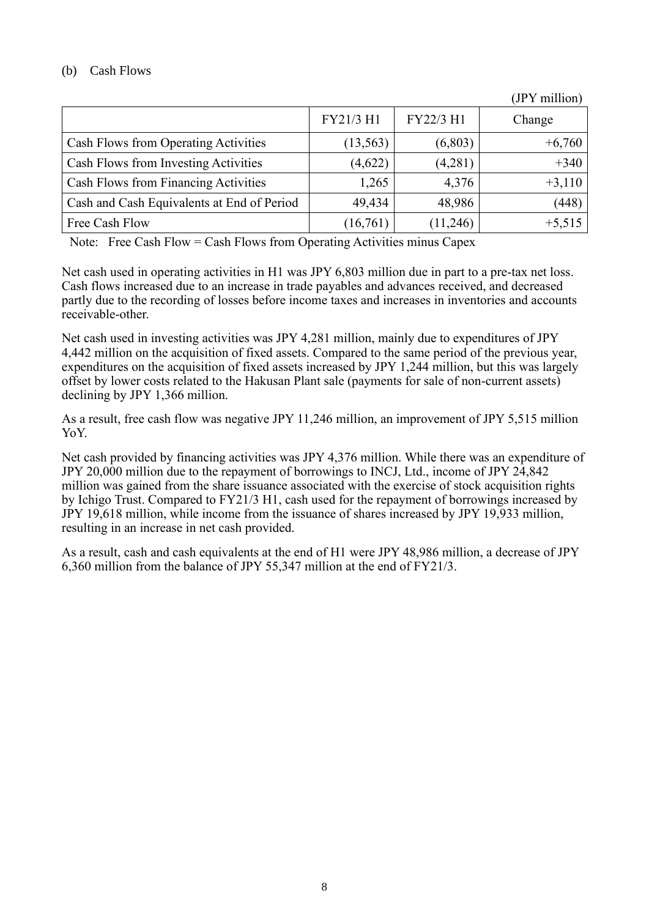(b) Cash Flows

(JPY million)

| | FY21/3 H1 | FY22/3 H1 | Change |
|---|---|---|---|
| Cash Flows from Operating Activities | (13,563) | (6,803) | +6,760 |
| Cash Flows from Investing Activities | (4,622) | (4,281) | +340 |
| Cash Flows from Financing Activities | 1,265 | 4,376 | +3,110 |
| Cash and Cash Equivalents at End of Period | 49,434 | 48,986 | (448) |
| Free Cash Flow | (16,761) | (11,246) | +5,515 |

Note: Free Cash Flow = Cash Flows from Operating Activities minus Capex

Net cash used in operating activities in H1 was JPY 6,803 million due in part to a pre-tax net loss. Cash flows increased due to an increase in trade payables and advances received, and decreased partly due to the recording of losses before income taxes and increases in inventories and accounts receivable-other.

Net cash used in investing activities was JPY 4,281 million, mainly due to expenditures of JPY 4,442 million on the acquisition of fixed assets. Compared to the same period of the previous year, expenditures on the acquisition of fixed assets increased by JPY 1,244 million, but this was largely offset by lower costs related to the Hakusan Plant sale (payments for sale of non-current assets) declining by JPY 1,366 million.

As a result, free cash flow was negative JPY 11,246 million, an improvement of JPY 5,515 million YoY.

Net cash provided by financing activities was JPY 4,376 million. While there was an expenditure of JPY 20,000 million due to the repayment of borrowings to INCJ, Ltd., income of JPY 24,842 million was gained from the share issuance associated with the exercise of stock acquisition rights by Ichigo Trust. Compared to FY21/3 H1, cash used for the repayment of borrowings increased by JPY 19,618 million, while income from the issuance of shares increased by JPY 19,933 million, resulting in an increase in net cash provided.

As a result, cash and cash equivalents at the end of H1 were JPY 48,986 million, a decrease of JPY 6,360 million from the balance of JPY 55,347 million at the end of FY21/3.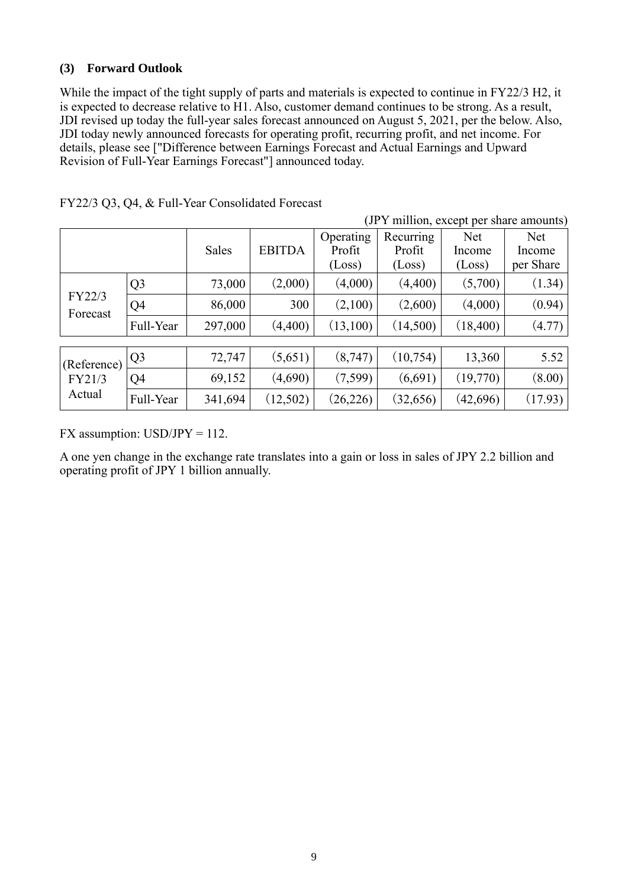### (3) Forward Outlook

While the impact of the tight supply of parts and materials is expected to continue in FY22/3 H2, it is expected to decrease relative to H1. Also, customer demand continues to be strong. As a result, JDI revised up today the full-year sales forecast announced on August 5, 2021, per the below. Also, JDI today newly announced forecasts for operating profit, recurring profit, and net income. For details, please see ["Difference between Earnings Forecast and Actual Earnings and Upward Revision of Full-Year Earnings Forecast"] announced today.

FY22/3 Q3, Q4, & Full-Year Consolidated Forecast

(JPY million, except per share amounts)

| | | Sales | EBITDA | Operating Profit (Loss) | Recurring Profit (Loss) | Net Income (Loss) | Net Income per Share |
|---|---|---|---|---|---|---|---|
| FY22/3 Forecast | Q3 | 73,000 | (2,000) | (4,000) | (4,400) | (5,700) | (1.34) |
| | Q4 | 86,000 | 300 | (2,100) | (2,600) | (4,000) | (0.94) |
| | Full-Year | 297,000 | (4,400) | (13,100) | (14,500) | (18,400) | (4.77) |
| (Reference) FY21/3 Actual | Q3 | 72,747 | (5,651) | (8,747) | (10,754) | 13,360 | 5.52 |
| | Q4 | 69,152 | (4,690) | (7,599) | (6,691) | (19,770) | (8.00) |
| | Full-Year | 341,694 | (12,502) | (26,226) | (32,656) | (42,696) | (17.93) |

FX assumption: USD/JPY = 112.

A one yen change in the exchange rate translates into a gain or loss in sales of JPY 2.2 billion and operating profit of JPY 1 billion annually.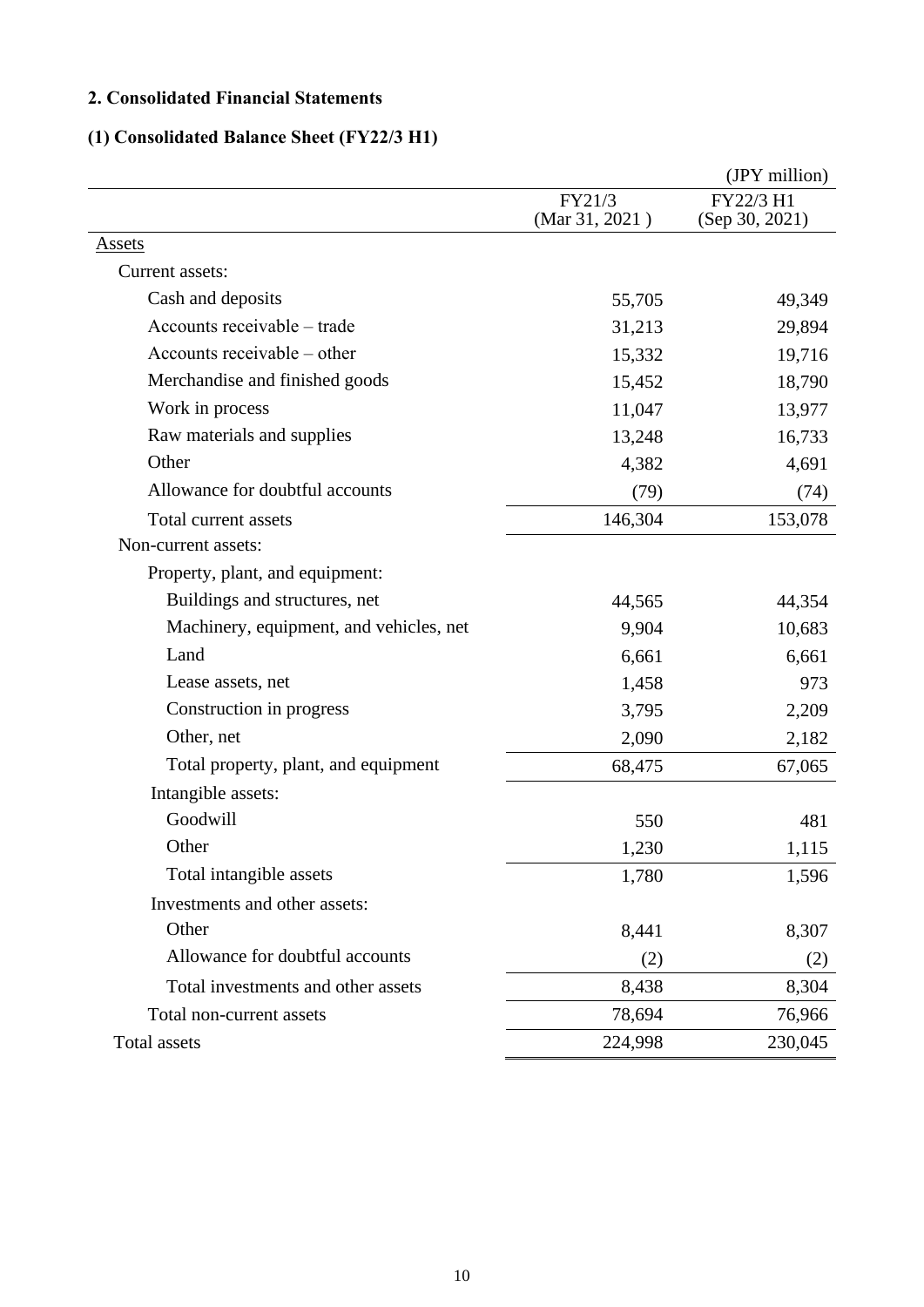## 2. Consolidated Financial Statements

### (1) Consolidated Balance Sheet (FY22/3 H1)

(JPY million)

| | FY21/3 (Mar 31, 2021 ) | FY22/3 H1 (Sep 30, 2021) |
|---|---|---|
| Assets | | |
| Current assets: | | |
| Cash and deposits | 55,705 | 49,349 |
| Accounts receivable – trade | 31,213 | 29,894 |
| Accounts receivable – other | 15,332 | 19,716 |
| Merchandise and finished goods | 15,452 | 18,790 |
| Work in process | 11,047 | 13,977 |
| Raw materials and supplies | 13,248 | 16,733 |
| Other | 4,382 | 4,691 |
| Allowance for doubtful accounts | (79) | (74) |
| Total current assets | 146,304 | 153,078 |
| Non-current assets: | | |
| Property, plant, and equipment: | | |
| Buildings and structures, net | 44,565 | 44,354 |
| Machinery, equipment, and vehicles, net | 9,904 | 10,683 |
| Land | 6,661 | 6,661 |
| Lease assets, net | 1,458 | 973 |
| Construction in progress | 3,795 | 2,209 |
| Other, net | 2,090 | 2,182 |
| Total property, plant, and equipment | 68,475 | 67,065 |
| Intangible assets: | | |
| Goodwill | 550 | 481 |
| Other | 1,230 | 1,115 |
| Total intangible assets | 1,780 | 1,596 |
| Investments and other assets: | | |
| Other | 8,441 | 8,307 |
| Allowance for doubtful accounts | (2) | (2) |
| Total investments and other assets | 8,438 | 8,304 |
| Total non-current assets | 78,694 | 76,966 |
| Total assets | 224,998 | 230,045 |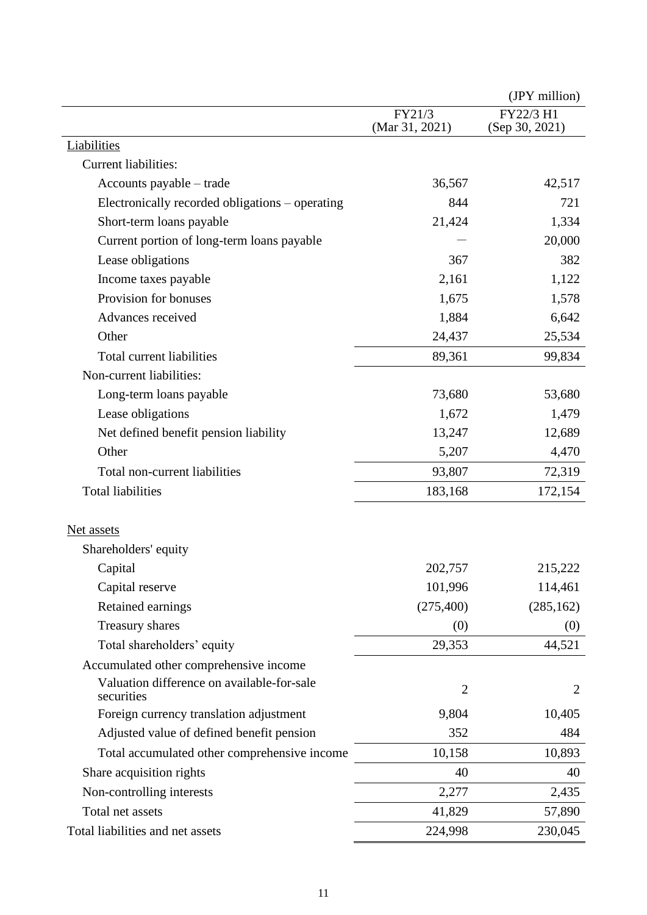(JPY million)

| | FY21/3 (Mar 31, 2021) | FY22/3 H1 (Sep 30, 2021) |
|---|---|---|
| Liabilities | | |
| Current liabilities: | | |
| Accounts payable – trade | 36,567 | 42,517 |
| Electronically recorded obligations – operating | 844 | 721 |
| Short-term loans payable | 21,424 | 1,334 |
| Current portion of long-term loans payable | — | 20,000 |
| Lease obligations | 367 | 382 |
| Income taxes payable | 2,161 | 1,122 |
| Provision for bonuses | 1,675 | 1,578 |
| Advances received | 1,884 | 6,642 |
| Other | 24,437 | 25,534 |
| Total current liabilities | 89,361 | 99,834 |
| Non-current liabilities: | | |
| Long-term loans payable | 73,680 | 53,680 |
| Lease obligations | 1,672 | 1,479 |
| Net defined benefit pension liability | 13,247 | 12,689 |
| Other | 5,207 | 4,470 |
| Total non-current liabilities | 93,807 | 72,319 |
| Total liabilities | 183,168 | 172,154 |
| Net assets | | |
| Shareholders' equity | | |
| Capital | 202,757 | 215,222 |
| Capital reserve | 101,996 | 114,461 |
| Retained earnings | (275,400) | (285,162) |
| Treasury shares | (0) | (0) |
| Total shareholders' equity | 29,353 | 44,521 |
| Accumulated other comprehensive income | | |
| Valuation difference on available-for-sale securities | 2 | 2 |
| Foreign currency translation adjustment | 9,804 | 10,405 |
| Adjusted value of defined benefit pension | 352 | 484 |
| Total accumulated other comprehensive income | 10,158 | 10,893 |
| Share acquisition rights | 40 | 40 |
| Non-controlling interests | 2,277 | 2,435 |
| Total net assets | 41,829 | 57,890 |
| Total liabilities and net assets | 224,998 | 230,045 |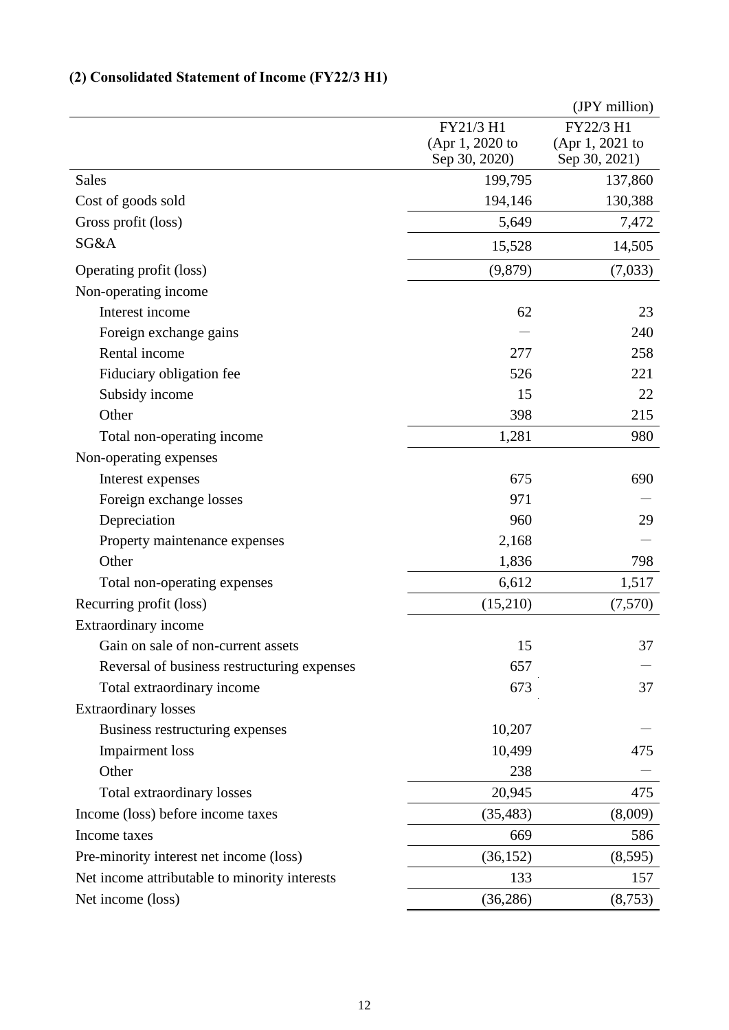### (2) Consolidated Statement of Income (FY22/3 H1)

(JPY million)

| | FY21/3 H1 (Apr 1, 2020 to Sep 30, 2020) | FY22/3 H1 (Apr 1, 2021 to Sep 30, 2021) |
|---|---|---|
| Sales | 199,795 | 137,860 |
| Cost of goods sold | 194,146 | 130,388 |
| Gross profit (loss) | 5,649 | 7,472 |
| SG&A | 15,528 | 14,505 |
| Operating profit (loss) | (9,879) | (7,033) |
| Non-operating income | | |
| Interest income | 62 | 23 |
| Foreign exchange gains | — | 240 |
| Rental income | 277 | 258 |
| Fiduciary obligation fee | 526 | 221 |
| Subsidy income | 15 | 22 |
| Other | 398 | 215 |
| Total non-operating income | 1,281 | 980 |
| Non-operating expenses | | |
| Interest expenses | 675 | 690 |
| Foreign exchange losses | 971 | — |
| Depreciation | 960 | 29 |
| Property maintenance expenses | 2,168 | — |
| Other | 1,836 | 798 |
| Total non-operating expenses | 6,612 | 1,517 |
| Recurring profit (loss) | (15,210) | (7,570) |
| Extraordinary income | | |
| Gain on sale of non-current assets | 15 | 37 |
| Reversal of business restructuring expenses | 657 | — |
| Total extraordinary income | 673 | 37 |
| Extraordinary losses | | |
| Business restructuring expenses | 10,207 | — |
| Impairment loss | 10,499 | 475 |
| Other | 238 | — |
| Total extraordinary losses | 20,945 | 475 |
| Income (loss) before income taxes | (35,483) | (8,009) |
| Income taxes | 669 | 586 |
| Pre-minority interest net income (loss) | (36,152) | (8,595) |
| Net income attributable to minority interests | 133 | 157 |
| Net income (loss) | (36,286) | (8,753) |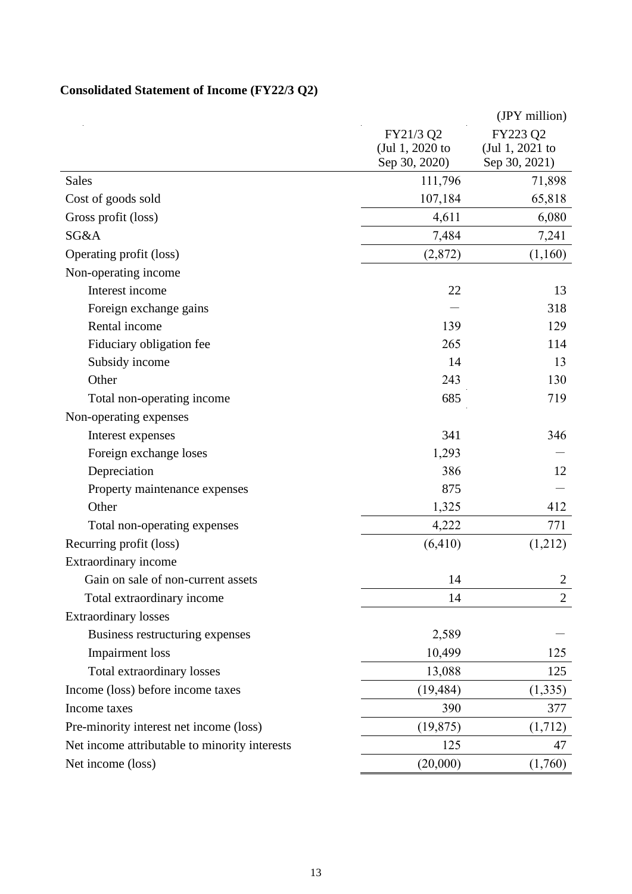## Consolidated Statement of Income (FY22/3 Q2)

(JPY million)

| | FY21/3 Q2 (Jul 1, 2020 to Sep 30, 2020) | FY223 Q2 (Jul 1, 2021 to Sep 30, 2021) |
|---|---|---|
| Sales | 111,796 | 71,898 |
| Cost of goods sold | 107,184 | 65,818 |
| Gross profit (loss) | 4,611 | 6,080 |
| SG&A | 7,484 | 7,241 |
| Operating profit (loss) | (2,872) | (1,160) |
| Non-operating income | | |
| Interest income | 22 | 13 |
| Foreign exchange gains | — | 318 |
| Rental income | 139 | 129 |
| Fiduciary obligation fee | 265 | 114 |
| Subsidy income | 14 | 13 |
| Other | 243 | 130 |
| Total non-operating income | 685 | 719 |
| Non-operating expenses | | |
| Interest expenses | 341 | 346 |
| Foreign exchange loses | 1,293 | — |
| Depreciation | 386 | 12 |
| Property maintenance expenses | 875 | — |
| Other | 1,325 | 412 |
| Total non-operating expenses | 4,222 | 771 |
| Recurring profit (loss) | (6,410) | (1,212) |
| Extraordinary income | | |
| Gain on sale of non-current assets | 14 | 2 |
| Total extraordinary income | 14 | 2 |
| Extraordinary losses | | |
| Business restructuring expenses | 2,589 | — |
| Impairment loss | 10,499 | 125 |
| Total extraordinary losses | 13,088 | 125 |
| Income (loss) before income taxes | (19,484) | (1,335) |
| Income taxes | 390 | 377 |
| Pre-minority interest net income (loss) | (19,875) | (1,712) |
| Net income attributable to minority interests | 125 | 47 |
| Net income (loss) | (20,000) | (1,760) |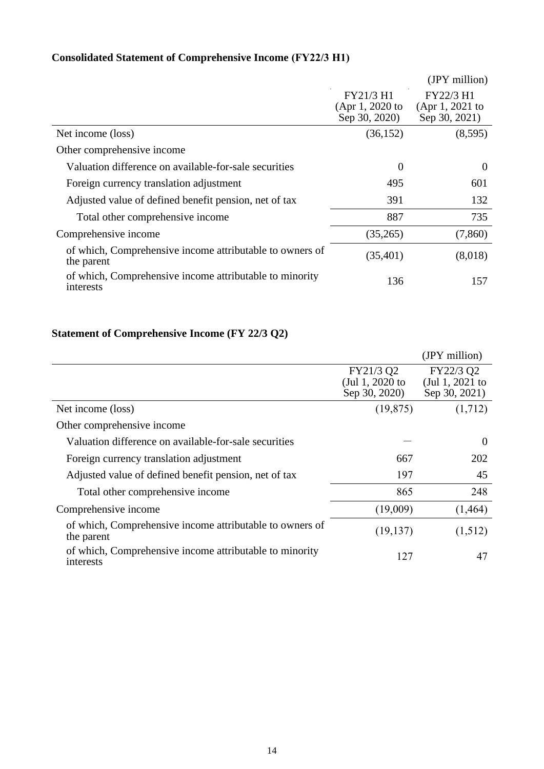### Consolidated Statement of Comprehensive Income (FY22/3 H1)

(JPY million)

| | FY21/3 H1 (Apr 1, 2020 to Sep 30, 2020) | FY22/3 H1 (Apr 1, 2021 to Sep 30, 2021) |
|---|---|---|
| Net income (loss) | (36,152) | (8,595) |
| Other comprehensive income | | |
| Valuation difference on available-for-sale securities | 0 | 0 |
| Foreign currency translation adjustment | 495 | 601 |
| Adjusted value of defined benefit pension, net of tax | 391 | 132 |
| Total other comprehensive income | 887 | 735 |
| Comprehensive income | (35,265) | (7,860) |
| of which, Comprehensive income attributable to owners of the parent | (35,401) | (8,018) |
| of which, Comprehensive income attributable to minority interests | 136 | 157 |

### Statement of Comprehensive Income (FY 22/3 Q2)

(JPY million)

| | FY21/3 Q2 (Jul 1, 2020 to Sep 30, 2020) | FY22/3 Q2 (Jul 1, 2021 to Sep 30, 2021) |
|---|---|---|
| Net income (loss) | (19,875) | (1,712) |
| Other comprehensive income | | |
| Valuation difference on available-for-sale securities | — | 0 |
| Foreign currency translation adjustment | 667 | 202 |
| Adjusted value of defined benefit pension, net of tax | 197 | 45 |
| Total other comprehensive income | 865 | 248 |
| Comprehensive income | (19,009) | (1,464) |
| of which, Comprehensive income attributable to owners of the parent | (19,137) | (1,512) |
| of which, Comprehensive income attributable to minority interests | 127 | 47 |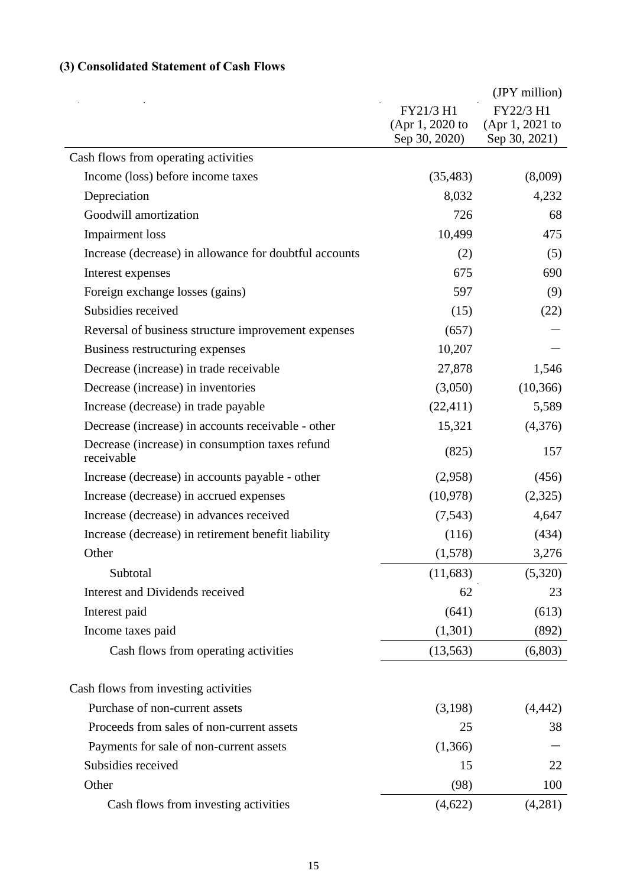### (3) Consolidated Statement of Cash Flows

(JPY million)

| | FY21/3 H1 (Apr 1, 2020 to Sep 30, 2020) | FY22/3 H1 (Apr 1, 2021 to Sep 30, 2021) |
|---|---|---|
| Cash flows from operating activities | | |
| Income (loss) before income taxes | (35,483) | (8,009) |
| Depreciation | 8,032 | 4,232 |
| Goodwill amortization | 726 | 68 |
| Impairment loss | 10,499 | 475 |
| Increase (decrease) in allowance for doubtful accounts | (2) | (5) |
| Interest expenses | 675 | 690 |
| Foreign exchange losses (gains) | 597 | (9) |
| Subsidies received | (15) | (22) |
| Reversal of business structure improvement expenses | (657) | ― |
| Business restructuring expenses | 10,207 | ― |
| Decrease (increase) in trade receivable | 27,878 | 1,546 |
| Decrease (increase) in inventories | (3,050) | (10,366) |
| Increase (decrease) in trade payable | (22,411) | 5,589 |
| Decrease (increase) in accounts receivable - other | 15,321 | (4,376) |
| Decrease (increase) in consumption taxes refund receivable | (825) | 157 |
| Increase (decrease) in accounts payable - other | (2,958) | (456) |
| Increase (decrease) in accrued expenses | (10,978) | (2,325) |
| Increase (decrease) in advances received | (7,543) | 4,647 |
| Increase (decrease) in retirement benefit liability | (116) | (434) |
| Other | (1,578) | 3,276 |
| Subtotal | (11,683) | (5,320) |
| Interest and Dividends received | 62 | 23 |
| Interest paid | (641) | (613) |
| Income taxes paid | (1,301) | (892) |
| Cash flows from operating activities | (13,563) | (6,803) |
| | | |
| Cash flows from investing activities | | |
| Purchase of non-current assets | (3,198) | (4,442) |
| Proceeds from sales of non-current assets | 25 | 38 |
| Payments for sale of non-current assets | (1,366) | ― |
| Subsidies received | 15 | 22 |
| Other | (98) | 100 |
| Cash flows from investing activities | (4,622) | (4,281) |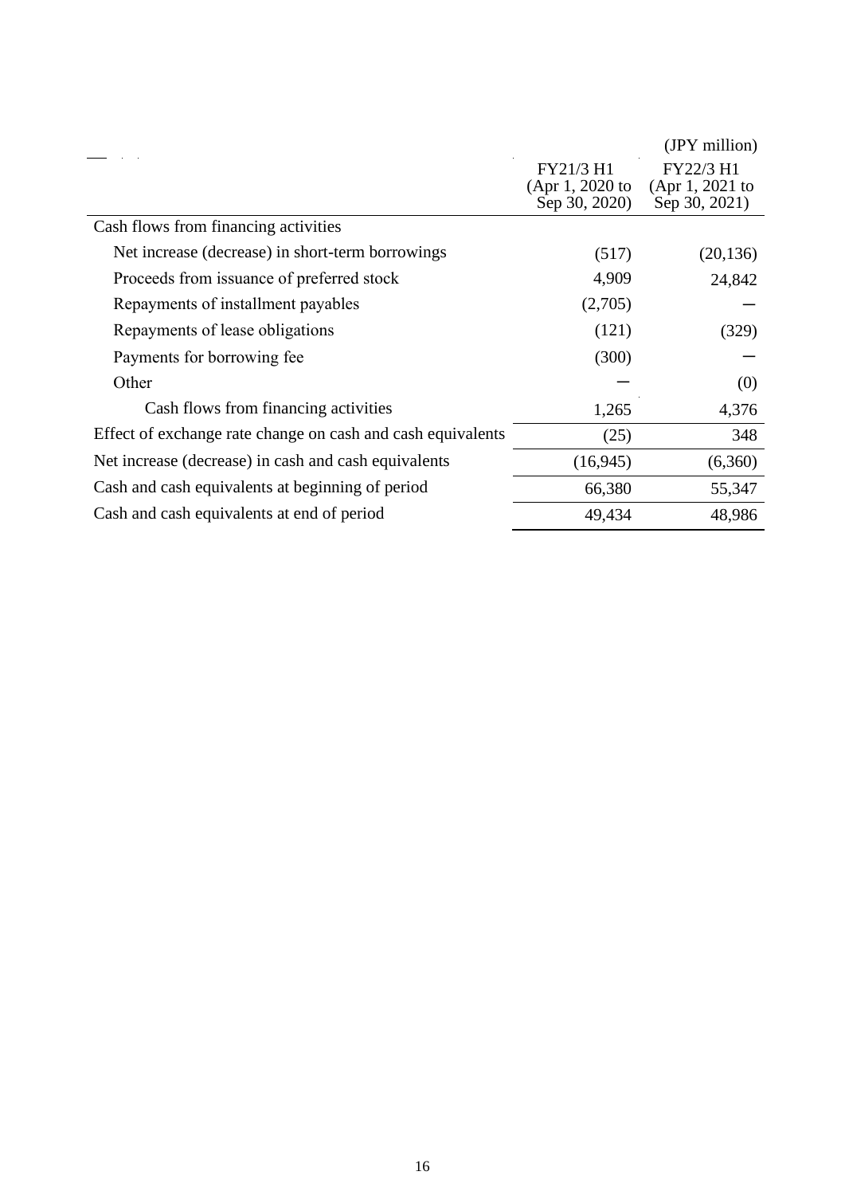(JPY million)

| | FY21/3 H1 (Apr 1, 2020 to Sep 30, 2020) | FY22/3 H1 (Apr 1, 2021 to Sep 30, 2021) |
|---|---|---|
| Cash flows from financing activities | | |
| Net increase (decrease) in short-term borrowings | (517) | (20,136) |
| Proceeds from issuance of preferred stock | 4,909 | 24,842 |
| Repayments of installment payables | (2,705) | ― |
| Repayments of lease obligations | (121) | (329) |
| Payments for borrowing fee | (300) | ― |
| Other | ― | (0) |
| Cash flows from financing activities | 1,265 | 4,376 |
| Effect of exchange rate change on cash and cash equivalents | (25) | 348 |
| Net increase (decrease) in cash and cash equivalents | (16,945) | (6,360) |
| Cash and cash equivalents at beginning of period | 66,380 | 55,347 |
| Cash and cash equivalents at end of period | 49,434 | 48,986 |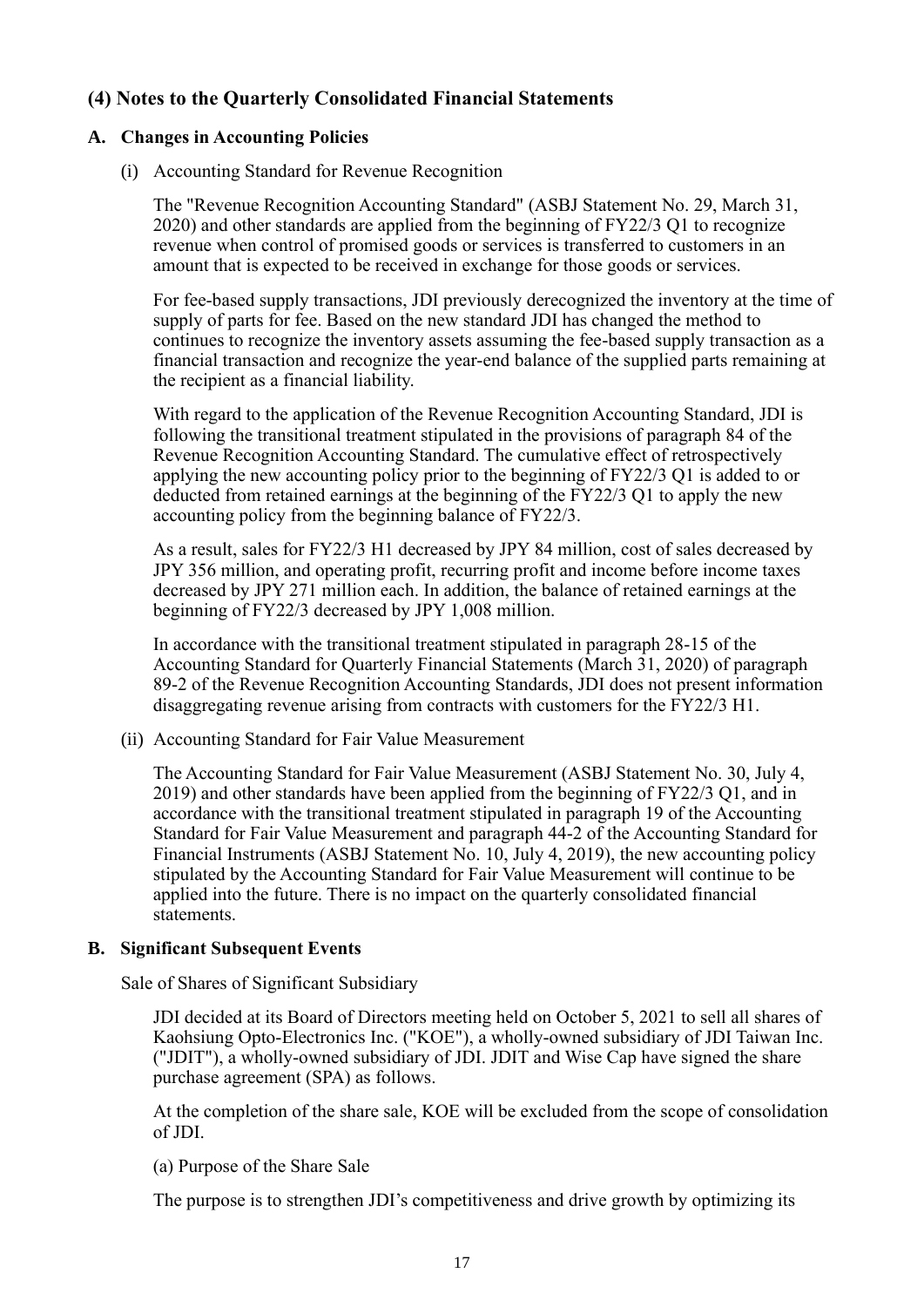## (4) Notes to the Quarterly Consolidated Financial Statements

### A. Changes in Accounting Policies

(i) Accounting Standard for Revenue Recognition

The "Revenue Recognition Accounting Standard" (ASBJ Statement No. 29, March 31, 2020) and other standards are applied from the beginning of FY22/3 Q1 to recognize revenue when control of promised goods or services is transferred to customers in an amount that is expected to be received in exchange for those goods or services.

For fee-based supply transactions, JDI previously derecognized the inventory at the time of supply of parts for fee. Based on the new standard JDI has changed the method to continues to recognize the inventory assets assuming the fee-based supply transaction as a financial transaction and recognize the year-end balance of the supplied parts remaining at the recipient as a financial liability.

With regard to the application of the Revenue Recognition Accounting Standard, JDI is following the transitional treatment stipulated in the provisions of paragraph 84 of the Revenue Recognition Accounting Standard. The cumulative effect of retrospectively applying the new accounting policy prior to the beginning of FY22/3 Q1 is added to or deducted from retained earnings at the beginning of the FY22/3 Q1 to apply the new accounting policy from the beginning balance of FY22/3.

As a result, sales for FY22/3 H1 decreased by JPY 84 million, cost of sales decreased by JPY 356 million, and operating profit, recurring profit and income before income taxes decreased by JPY 271 million each. In addition, the balance of retained earnings at the beginning of FY22/3 decreased by JPY 1,008 million.

In accordance with the transitional treatment stipulated in paragraph 28-15 of the Accounting Standard for Quarterly Financial Statements (March 31, 2020) of paragraph 89-2 of the Revenue Recognition Accounting Standards, JDI does not present information disaggregating revenue arising from contracts with customers for the FY22/3 H1.

(ii) Accounting Standard for Fair Value Measurement

The Accounting Standard for Fair Value Measurement (ASBJ Statement No. 30, July 4, 2019) and other standards have been applied from the beginning of FY22/3 Q1, and in accordance with the transitional treatment stipulated in paragraph 19 of the Accounting Standard for Fair Value Measurement and paragraph 44-2 of the Accounting Standard for Financial Instruments (ASBJ Statement No. 10, July 4, 2019), the new accounting policy stipulated by the Accounting Standard for Fair Value Measurement will continue to be applied into the future. There is no impact on the quarterly consolidated financial statements.

### B. Significant Subsequent Events

Sale of Shares of Significant Subsidiary

JDI decided at its Board of Directors meeting held on October 5, 2021 to sell all shares of Kaohsiung Opto-Electronics Inc. ("KOE"), a wholly-owned subsidiary of JDI Taiwan Inc. ("JDIT"), a wholly-owned subsidiary of JDI. JDIT and Wise Cap have signed the share purchase agreement (SPA) as follows.

At the completion of the share sale, KOE will be excluded from the scope of consolidation of JDI.

(a) Purpose of the Share Sale

The purpose is to strengthen JDI's competitiveness and drive growth by optimizing its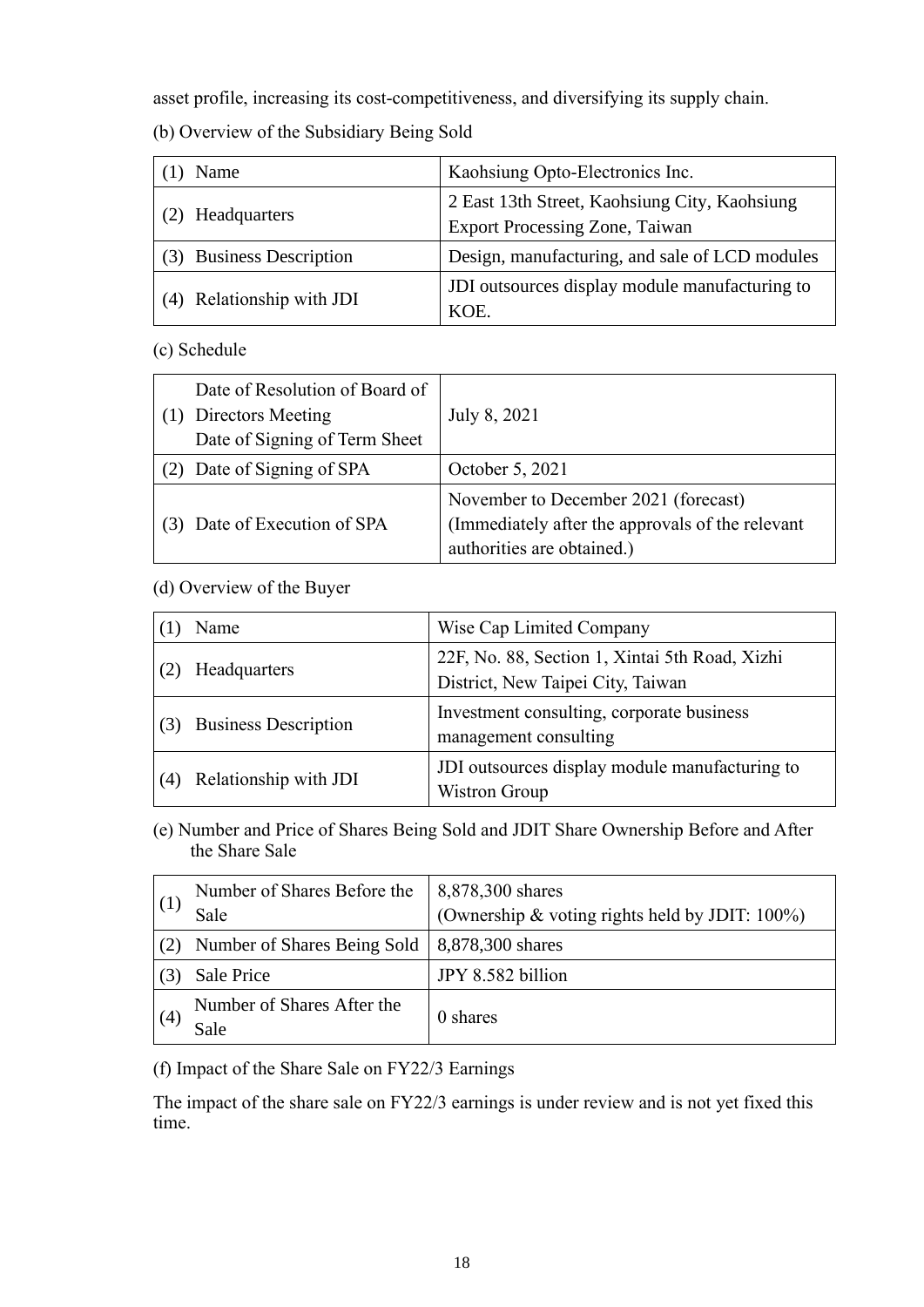asset profile, increasing its cost-competitiveness, and diversifying its supply chain.

(b) Overview of the Subsidiary Being Sold

| | |
|---|---|
| (1) Name | Kaohsiung Opto-Electronics Inc. |
| (2) Headquarters | 2 East 13th Street, Kaohsiung City, Kaohsiung Export Processing Zone, Taiwan |
| (3) Business Description | Design, manufacturing, and sale of LCD modules |
| (4) Relationship with JDI | JDI outsources display module manufacturing to KOE. |

(c) Schedule

| | |
|---|---|
| (1) Date of Resolution of Board of Directors Meeting<br>Date of Signing of Term Sheet | July 8, 2021 |
| (2) Date of Signing of SPA | October 5, 2021 |
| (3) Date of Execution of SPA | November to December 2021 (forecast)<br>(Immediately after the approvals of the relevant authorities are obtained.) |

(d) Overview of the Buyer

| | |
|---|---|
| (1) Name | Wise Cap Limited Company |
| (2) Headquarters | 22F, No. 88, Section 1, Xintai 5th Road, Xizhi District, New Taipei City, Taiwan |
| (3) Business Description | Investment consulting, corporate business management consulting |
| (4) Relationship with JDI | JDI outsources display module manufacturing to Wistron Group |

(e) Number and Price of Shares Being Sold and JDIT Share Ownership Before and After the Share Sale

| | |
|---|---|
| (1) Number of Shares Before the Sale | 8,878,300 shares<br>(Ownership & voting rights held by JDIT: 100%) |
| (2) Number of Shares Being Sold | 8,878,300 shares |
| (3) Sale Price | JPY 8.582 billion |
| (4) Number of Shares After the Sale | 0 shares |

(f) Impact of the Share Sale on FY22/3 Earnings

The impact of the share sale on FY22/3 earnings is under review and is not yet fixed this time.